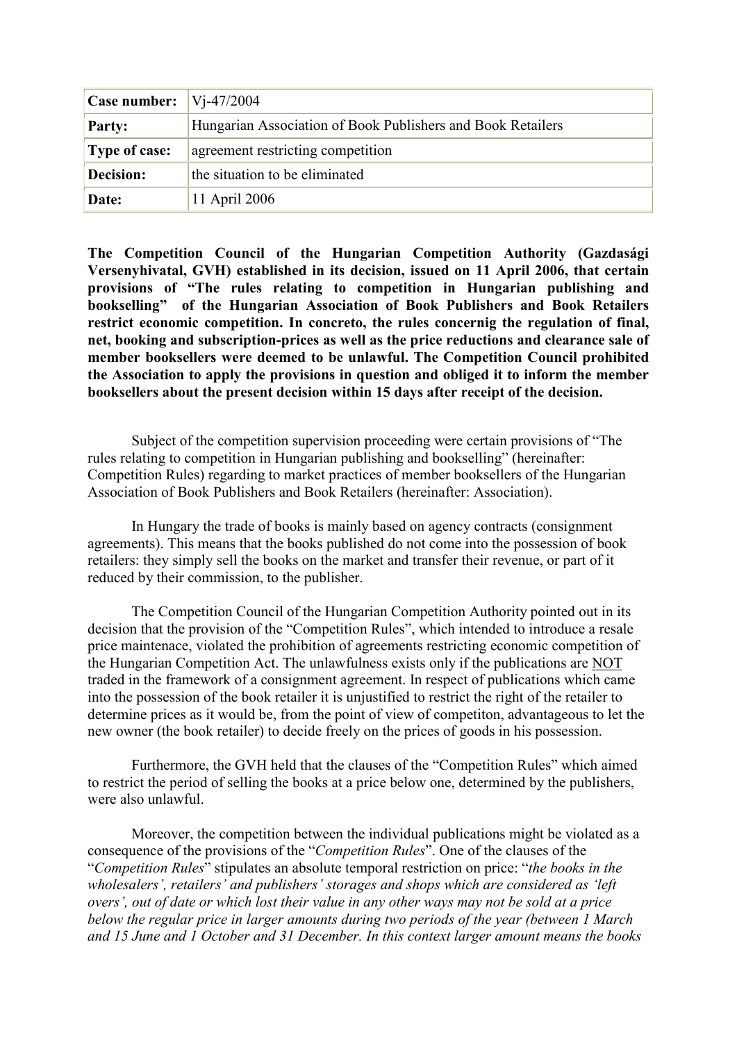| Case number: | Vj-47/2004 |
|---|---|
| Party: | Hungarian Association of Book Publishers and Book Retailers |
| Type of case: | agreement restricting competition |
| Decision: | the situation to be eliminated |
| Date: | 11 April 2006 |

**The Competition Council of the Hungarian Competition Authority (Gazdasági Versenyhivatal, GVH) established in its decision, issued on 11 April 2006, that certain provisions of "The rules relating to competition in Hungarian publishing and bookselling" of the Hungarian Association of Book Publishers and Book Retailers restrict economic competition. In concreto, the rules concernig the regulation of final, net, booking and subscription-prices as well as the price reductions and clearance sale of member booksellers were deemed to be unlawful. The Competition Council prohibited the Association to apply the provisions in question and obliged it to inform the member booksellers about the present decision within 15 days after receipt of the decision.**

Subject of the competition supervision proceeding were certain provisions of "The rules relating to competition in Hungarian publishing and bookselling" (hereinafter: Competition Rules) regarding to market practices of member booksellers of the Hungarian Association of Book Publishers and Book Retailers (hereinafter: Association).

In Hungary the trade of books is mainly based on agency contracts (consignment agreements). This means that the books published do not come into the possession of book retailers: they simply sell the books on the market and transfer their revenue, or part of it reduced by their commission, to the publisher.

The Competition Council of the Hungarian Competition Authority pointed out in its decision that the provision of the "Competition Rules", which intended to introduce a resale price maintenace, violated the prohibition of agreements restricting economic competition of the Hungarian Competition Act. The unlawfulness exists only if the publications are NOT traded in the framework of a consignment agreement. In respect of publications which came into the possession of the book retailer it is unjustified to restrict the right of the retailer to determine prices as it would be, from the point of view of competiton, advantageous to let the new owner (the book retailer) to decide freely on the prices of goods in his possession.

Furthermore, the GVH held that the clauses of the "Competition Rules" which aimed to restrict the period of selling the books at a price below one, determined by the publishers, were also unlawful.

Moreover, the competition between the individual publications might be violated as a consequence of the provisions of the "*Competition Rules*". One of the clauses of the "*Competition Rules*" stipulates an absolute temporal restriction on price: "*the books in the wholesalers', retailers' and publishers' storages and shops which are considered as 'left overs', out of date or which lost their value in any other ways may not be sold at a price below the regular price in larger amounts during two periods of the year (between 1 March and 15 June and 1 October and 31 December. In this context larger amount means the books*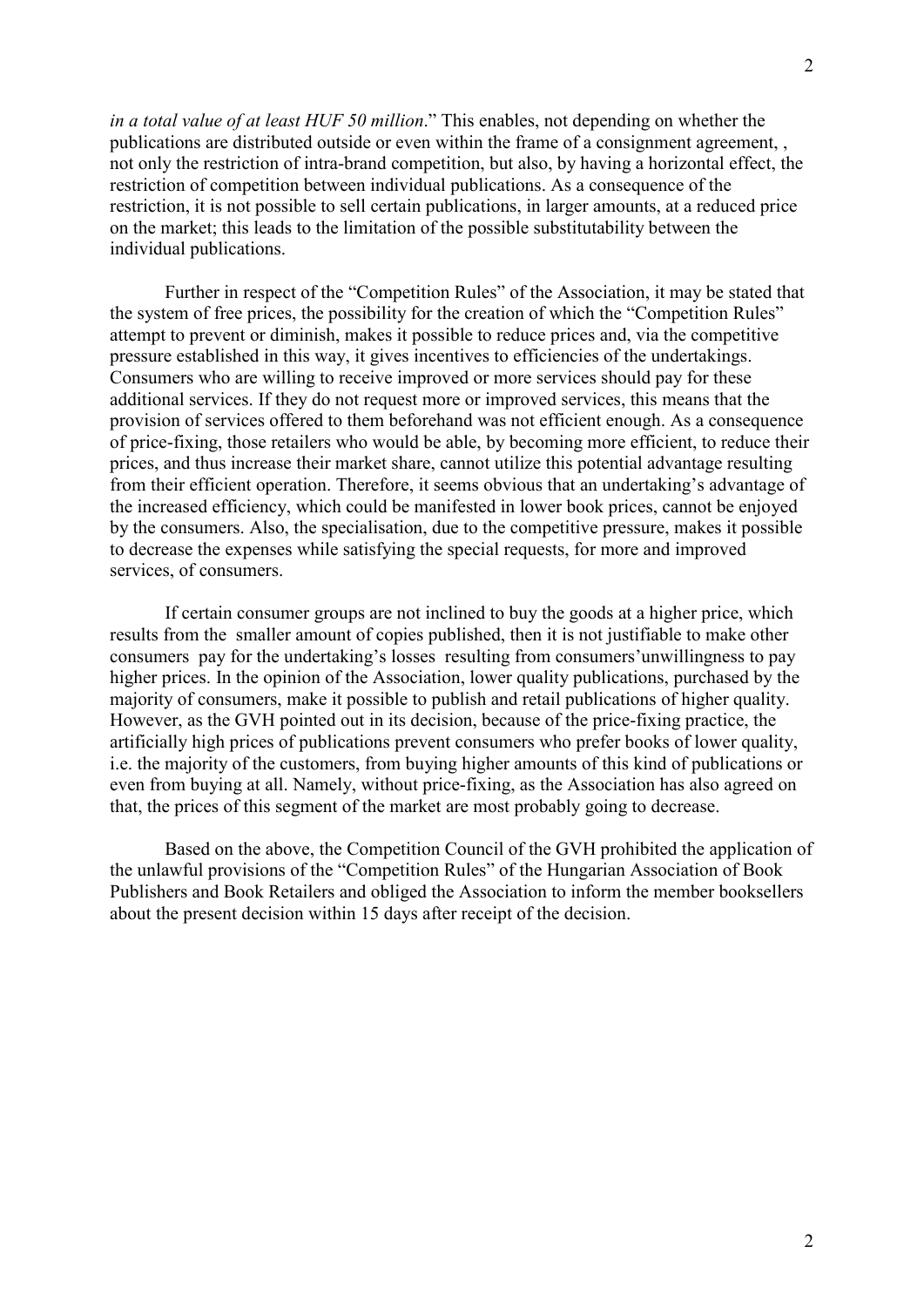*in a total value of at least HUF 50 million*." This enables, not depending on whether the publications are distributed outside or even within the frame of a consignment agreement, , not only the restriction of intra-brand competition, but also, by having a horizontal effect, the restriction of competition between individual publications. As a consequence of the restriction, it is not possible to sell certain publications, in larger amounts, at a reduced price on the market; this leads to the limitation of the possible substitutability between the individual publications.

Further in respect of the "Competition Rules" of the Association, it may be stated that the system of free prices, the possibility for the creation of which the "Competition Rules" attempt to prevent or diminish, makes it possible to reduce prices and, via the competitive pressure established in this way, it gives incentives to efficiencies of the undertakings. Consumers who are willing to receive improved or more services should pay for these additional services. If they do not request more or improved services, this means that the provision of services offered to them beforehand was not efficient enough. As a consequence of price-fixing, those retailers who would be able, by becoming more efficient, to reduce their prices, and thus increase their market share, cannot utilize this potential advantage resulting from their efficient operation. Therefore, it seems obvious that an undertaking's advantage of the increased efficiency, which could be manifested in lower book prices, cannot be enjoyed by the consumers. Also, the specialisation, due to the competitive pressure, makes it possible to decrease the expenses while satisfying the special requests, for more and improved services, of consumers.

If certain consumer groups are not inclined to buy the goods at a higher price, which results from the smaller amount of copies published, then it is not justifiable to make other consumers pay for the undertaking's losses resulting from consumers'unwillingness to pay higher prices. In the opinion of the Association, lower quality publications, purchased by the majority of consumers, make it possible to publish and retail publications of higher quality. However, as the GVH pointed out in its decision, because of the price-fixing practice, the artificially high prices of publications prevent consumers who prefer books of lower quality, i.e. the majority of the customers, from buying higher amounts of this kind of publications or even from buying at all. Namely, without price-fixing, as the Association has also agreed on that, the prices of this segment of the market are most probably going to decrease.

Based on the above, the Competition Council of the GVH prohibited the application of the unlawful provisions of the "Competition Rules" of the Hungarian Association of Book Publishers and Book Retailers and obliged the Association to inform the member booksellers about the present decision within 15 days after receipt of the decision.